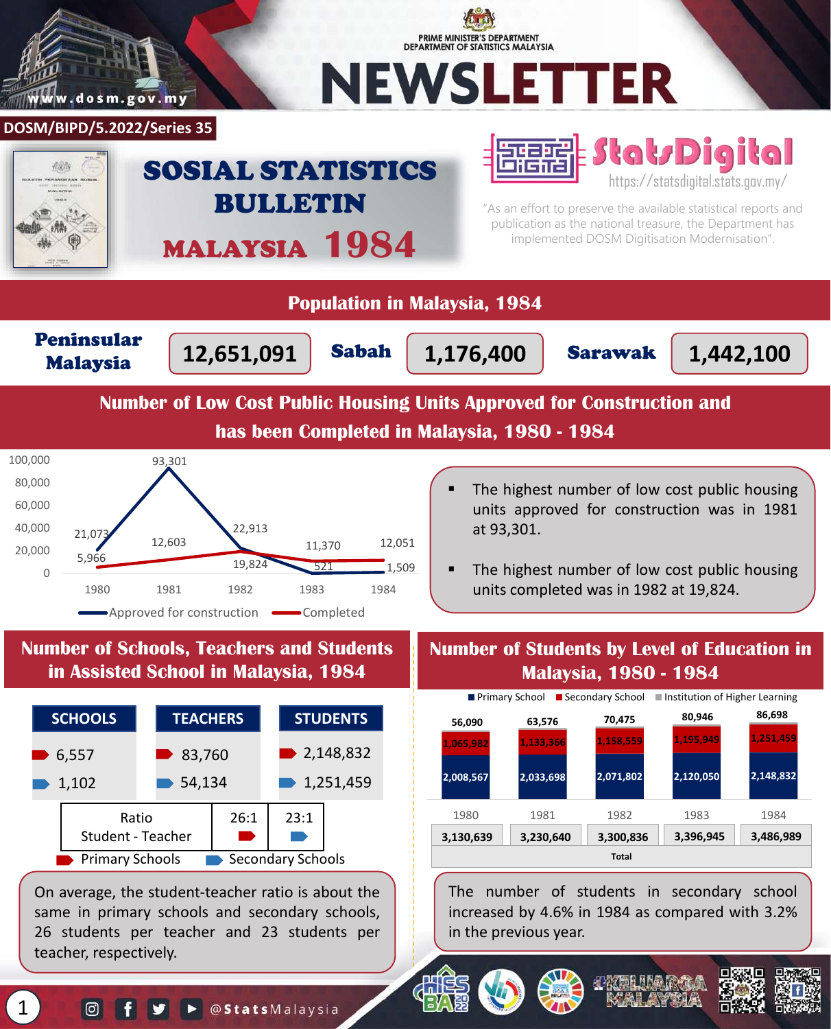PRIME MINISTER'S DEPARTMENT
DEPARTMENT OF STATISTICS MALAYSIA

# NEWSLETTER

www.dosm.gov.my

DOSM/BIPD/5.2022/Series 35

# SOSIAL STATISTICS BULLETIN MALAYSIA 1984

**StatsDigital**
https://statsdigital.stats.gov.my/

"As an effort to preserve the available statistical reports and publication as the national treasure, the Department has implemented DOSM Digitisation Modernisation".

## Population in Malaysia, 1984

| Peninsular Malaysia | Sabah | Sarawak |
|---|---|---|
| 12,651,091 | 1,176,400 | 1,442,100 |

## Number of Low Cost Public Housing Units Approved for Construction and has been Completed in Malaysia, 1980 - 1984

| Year | Approved for construction | Completed |
|---|---|---|
| 1980 | 21,073 | 5,966 |
| 1981 | 93,301 | 12,603 |
| 1982 | 22,913 | 19,824 |
| 1983 | 521 | 11,370 |
| 1984 | 1,509 | 12,051 |

- The highest number of low cost public housing units approved for construction was in 1981 at 93,301.
- The highest number of low cost public housing units completed was in 1982 at 19,824.

## Number of Schools, Teachers and Students in Assisted School in Malaysia, 1984

| | SCHOOLS | TEACHERS | STUDENTS | Ratio Student - Teacher |
|---|---|---|---|---|
| Primary Schools | 6,557 | 83,760 | 2,148,832 | 26:1 |
| Secondary Schools | 1,102 | 54,134 | 1,251,459 | 23:1 |

On average, the student-teacher ratio is about the same in primary schools and secondary schools, 26 students per teacher and 23 students per teacher, respectively.

## Number of Students by Level of Education in Malaysia, 1980 - 1984

| Year | Primary School | Secondary School | Institution of Higher Learning | Total |
|---|---|---|---|---|
| 1980 | 2,008,567 | 1,065,982 | 56,090 | 3,130,639 |
| 1981 | 2,033,698 | 1,133,366 | 63,576 | 3,230,640 |
| 1982 | 2,071,802 | 1,158,559 | 70,475 | 3,300,836 |
| 1983 | 2,120,050 | 1,195,949 | 80,946 | 3,396,945 |
| 1984 | 2,148,832 | 1,251,459 | 86,698 | 3,486,989 |

The number of students in secondary school increased by 4.6% in 1984 as compared with 3.2% in the previous year.

@StatsMalaysia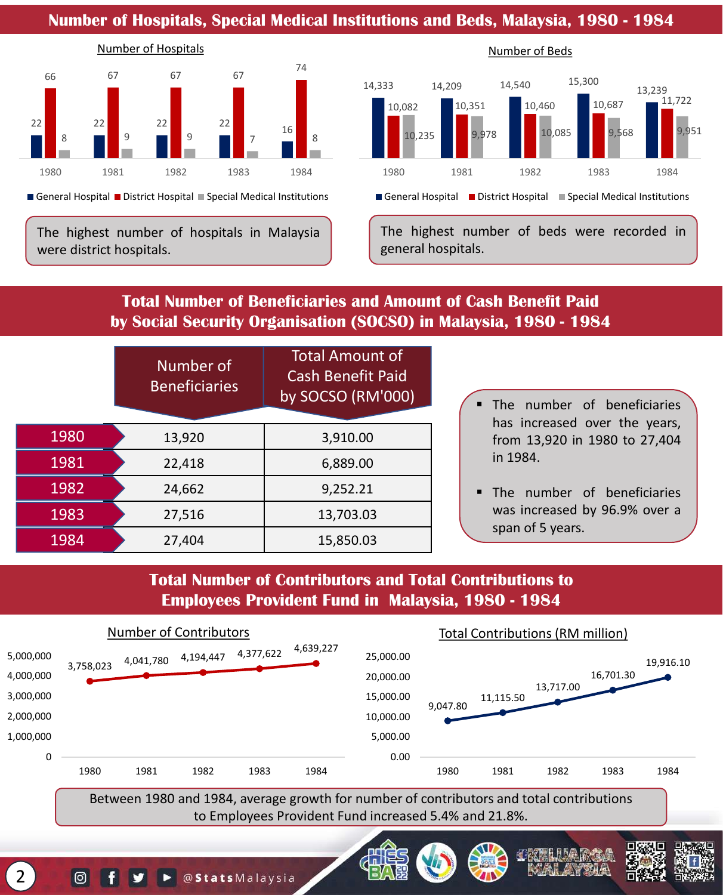# Number of Hospitals, Special Medical Institutions and Beds, Malaysia, 1980 - 1984

**Number of Hospitals**

| Year | General Hospital | District Hospital | Special Medical Institutions |
|---|---|---|---|
| 1980 | 22 | 66 | 8 |
| 1981 | 22 | 67 | 9 |
| 1982 | 22 | 67 | 9 |
| 1983 | 22 | 67 | 7 |
| 1984 | 16 | 74 | 8 |

The highest number of hospitals in Malaysia were district hospitals.

**Number of Beds**

| Year | General Hospital | District Hospital | Special Medical Institutions |
|---|---|---|---|
| 1980 | 14,333 | 10,082 | 10,235 |
| 1981 | 14,209 | 10,351 | 9,978 |
| 1982 | 14,540 | 10,460 | 10,085 |
| 1983 | 15,300 | 10,687 | 9,568 |
| 1984 | 13,239 | 11,722 | 9,951 |

The highest number of beds were recorded in general hospitals.

# Total Number of Beneficiaries and Amount of Cash Benefit Paid by Social Security Organisation (SOCSO) in Malaysia, 1980 - 1984

| Year | Number of Beneficiaries | Total Amount of Cash Benefit Paid by SOCSO (RM'000) |
|---|---|---|
| 1980 | 13,920 | 3,910.00 |
| 1981 | 22,418 | 6,889.00 |
| 1982 | 24,662 | 9,252.21 |
| 1983 | 27,516 | 13,703.03 |
| 1984 | 27,404 | 15,850.03 |

- The number of beneficiaries has increased over the years, from 13,920 in 1980 to 27,404 in 1984.
- The number of beneficiaries was increased by 96.9% over a span of 5 years.

# Total Number of Contributors and Total Contributions to Employees Provident Fund in Malaysia, 1980 - 1984

| Year | Number of Contributors | Total Contributions (RM million) |
|---|---|---|
| 1980 | 3,758,023 | 9,047.80 |
| 1981 | 4,041,780 | 11,115.50 |
| 1982 | 4,194,447 | 13,717.00 |
| 1983 | 4,377,622 | 16,701.30 |
| 1984 | 4,639,227 | 19,916.10 |

Between 1980 and 1984, average growth for number of contributors and total contributions to Employees Provident Fund increased 5.4% and 21.8%.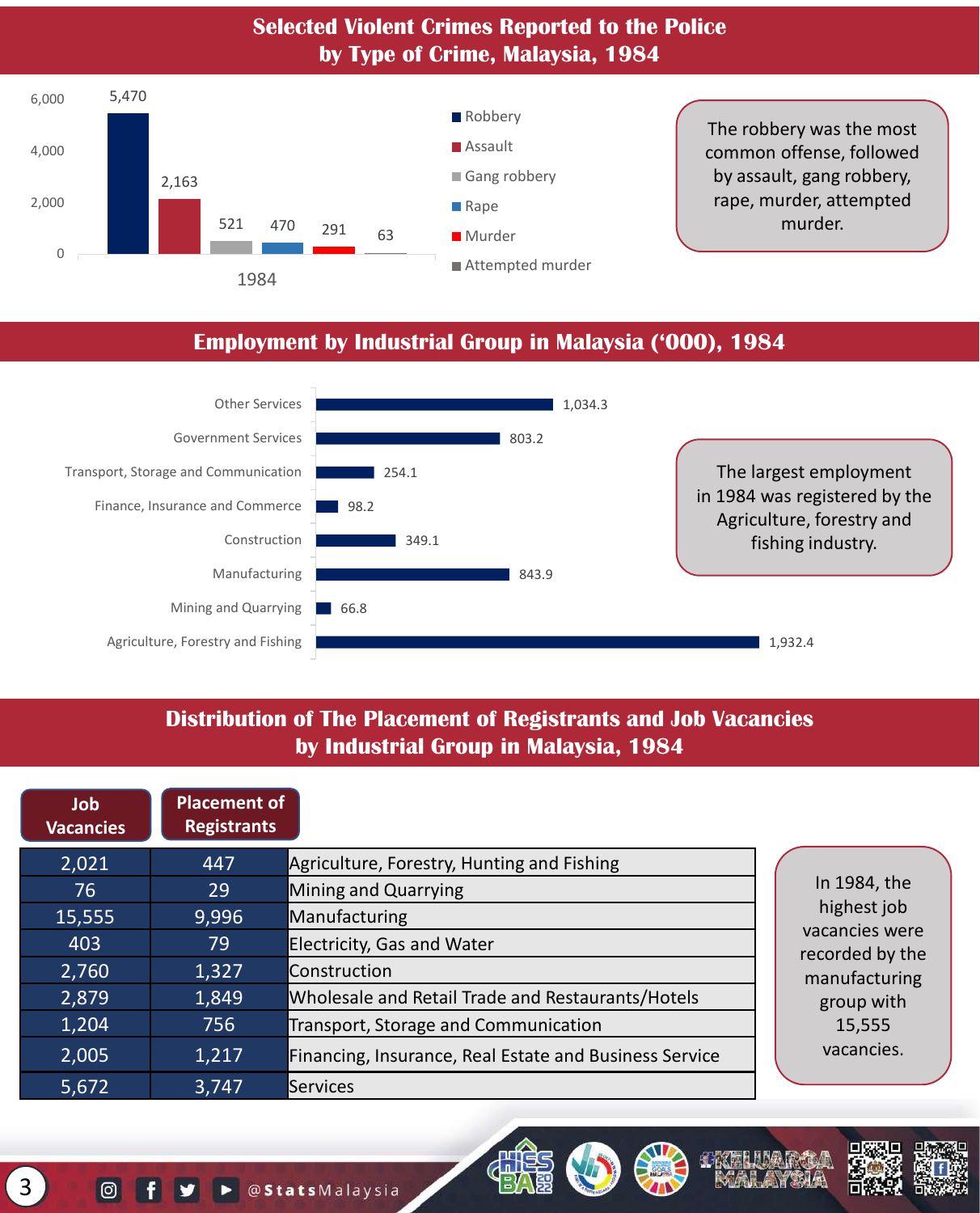## Selected Violent Crimes Reported to the Police by Type of Crime, Malaysia, 1984

6,000
4,000
2,000
0

5,470
2,163
521
470
291
63

1984

Robbery
Assault
Gang robbery
Rape
Murder
Attempted murder

The robbery was the most common offense, followed by assault, gang robbery, rape, murder, attempted murder.

## Employment by Industrial Group in Malaysia ('000), 1984

Other Services 1,034.3
Government Services 803.2
Transport, Storage and Communication 254.1
Finance, Insurance and Commerce 98.2
Construction 349.1
Manufacturing 843.9
Mining and Quarrying 66.8
Agriculture, Forestry and Fishing 1,932.4

The largest employment in 1984 was registered by the Agriculture, forestry and fishing industry.

## Distribution of The Placement of Registrants and Job Vacancies by Industrial Group in Malaysia, 1984

| Job Vacancies | Placement of Registrants | |
|---|---|---|
| 2,021 | 447 | Agriculture, Forestry, Hunting and Fishing |
| 76 | 29 | Mining and Quarrying |
| 15,555 | 9,996 | Manufacturing |
| 403 | 79 | Electricity, Gas and Water |
| 2,760 | 1,327 | Construction |
| 2,879 | 1,849 | Wholesale and Retail Trade and Restaurants/Hotels |
| 1,204 | 756 | Transport, Storage and Communication |
| 2,005 | 1,217 | Financing, Insurance, Real Estate and Business Service |
| 5,672 | 3,747 | Services |

In 1984, the highest job vacancies were recorded by the manufacturing group with 15,555 vacancies.

@StatsMalaysia